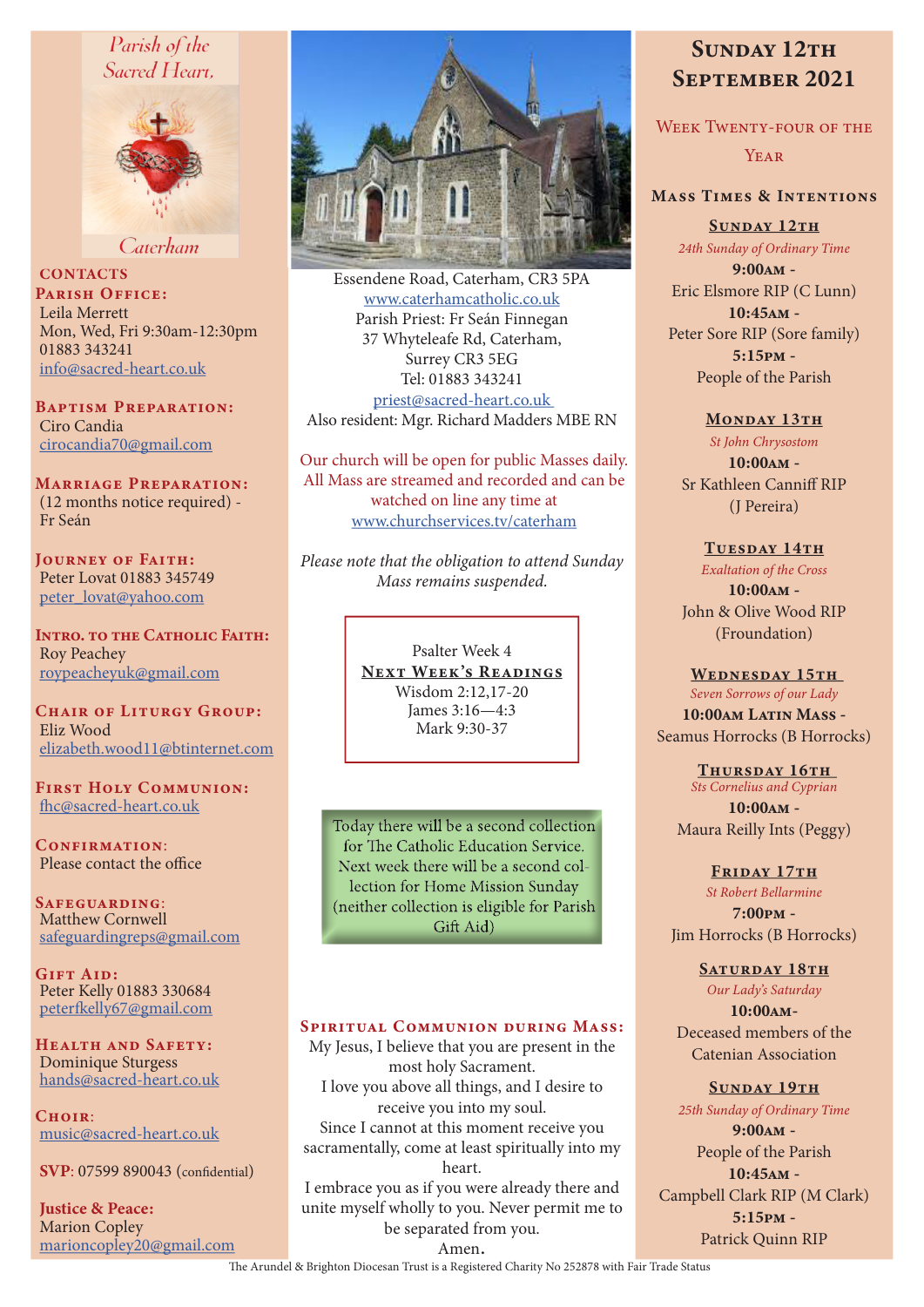Parish of the Sacred Heart, Caterham

## CONTACTS

**Parish Office:**
Leila Merrett
Mon, Wed, Fri 9:30am-12:30pm
01883 343241
info@sacred-heart.co.uk

**Baptism Preparation:**
Ciro Candia
cirocandia70@gmail.com

**Marriage Preparation:**
(12 months notice required) - Fr Seán

**Journey of Faith:**
Peter Lovat 01883 345749
peter_lovat@yahoo.com

**Intro. to the Catholic Faith:**
Roy Peachey
roypeacheyuk@gmail.com

**Chair of Liturgy Group:**
Eliz Wood
elizabeth.wood11@btinternet.com

**First Holy Communion:**
fhc@sacred-heart.co.uk

**Confirmation:**
Please contact the office

**Safeguarding:**
Matthew Cornwell
safeguardingreps@gmail.com

**Gift Aid:**
Peter Kelly 01883 330684
peterfkelly67@gmail.com

**Health and Safety:**
Dominique Sturgess
hands@sacred-heart.co.uk

**Choir:**
music@sacred-heart.co.uk

**SVP**: 07599 890043 (confidential)

**Justice & Peace:**
Marion Copley
marioncopley20@gmail.com

---

Essendene Road, Caterham, CR3 5PA
www.caterhamcatholic.co.uk
Parish Priest: Fr Seán Finnegan
37 Whyteleafe Rd, Caterham,
Surrey CR3 5EG
Tel: 01883 343241
priest@sacred-heart.co.uk
Also resident: Mgr. Richard Madders MBE RN

Our church will be open for public Masses daily. All Mass are streamed and recorded and can be watched on line any time at www.churchservices.tv/caterham

*Please note that the obligation to attend Sunday Mass remains suspended.*

Psalter Week 4

**Next Week's Readings**
Wisdom 2:12,17-20
James 3:16—4:3
Mark 9:30-37

Today there will be a second collection for The Catholic Education Service. Next week there will be a second collection for Home Mission Sunday (neither collection is eligible for Parish Gift Aid)

### Spiritual Communion during Mass:

My Jesus, I believe that you are present in the most holy Sacrament.
I love you above all things, and I desire to receive you into my soul.
Since I cannot at this moment receive you sacramentally, come at least spiritually into my heart.
I embrace you as if you were already there and unite myself wholly to you. Never permit me to be separated from you.
Amen.

---

# Sunday 12th September 2021

## Week Twenty-four of the Year

### Mass Times & Intentions

**Sunday 12th**
*24th Sunday of Ordinary Time*
**9:00am** -
Eric Elsmore RIP (C Lunn)
**10:45am** -
Peter Sore RIP (Sore family)
**5:15pm** -
People of the Parish

**Monday 13th**
*St John Chrysostom*
**10:00am** -
Sr Kathleen Canniff RIP (J Pereira)

**Tuesday 14th**
*Exaltation of the Cross*
**10:00am** -
John & Olive Wood RIP (Froundation)

**Wednesday 15th**
*Seven Sorrows of our Lady*
**10:00am Latin Mass** -
Seamus Horrocks (B Horrocks)

**Thursday 16th**
*Sts Cornelius and Cyprian*
**10:00am** -
Maura Reilly Ints (Peggy)

**Friday 17th**
*St Robert Bellarmine*
**7:00pm** -
Jim Horrocks (B Horrocks)

**Saturday 18th**
*Our Lady's Saturday*
**10:00am**-
Deceased members of the Catenian Association

**Sunday 19th**
*25th Sunday of Ordinary Time*
**9:00am** -
People of the Parish
**10:45am** -
Campbell Clark RIP (M Clark)
**5:15pm** -
Patrick Quinn RIP

The Arundel & Brighton Diocesan Trust is a Registered Charity No 252878 with Fair Trade Status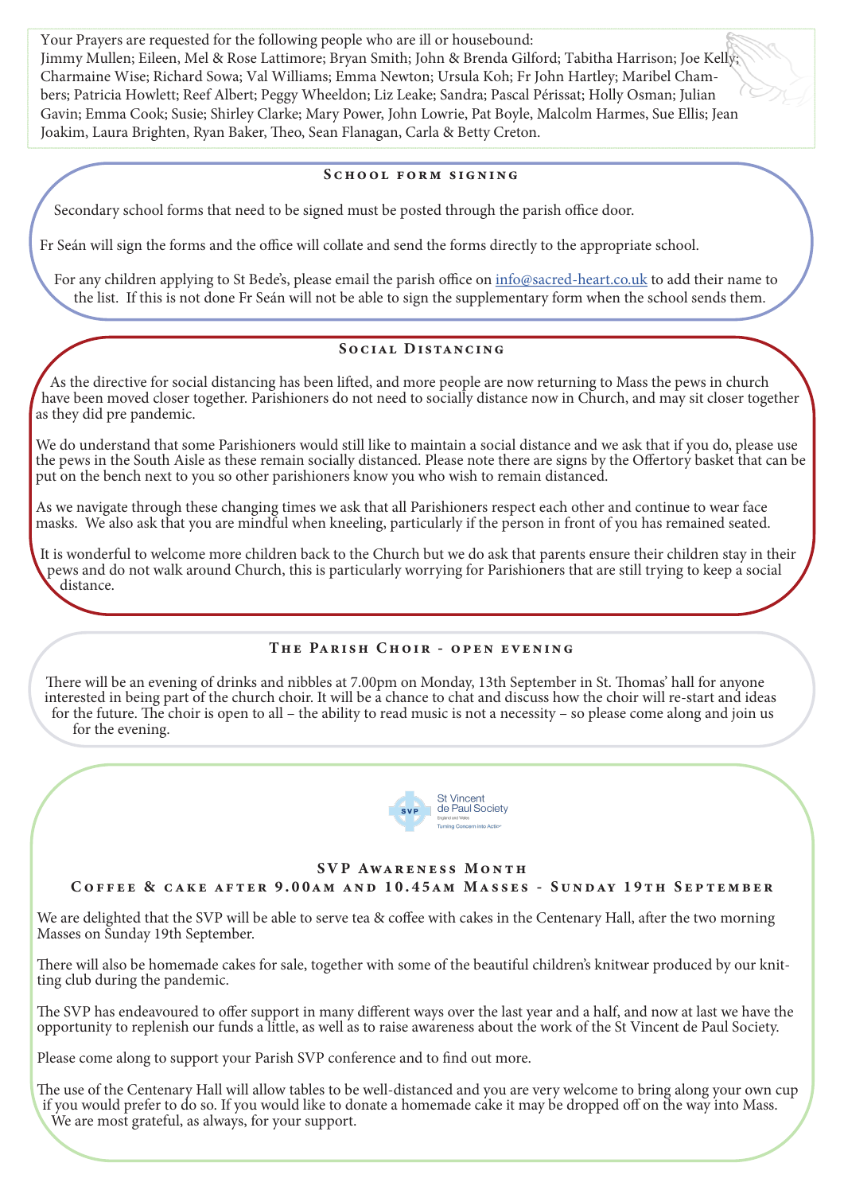Your Prayers are requested for the following people who are ill or housebound:
Jimmy Mullen; Eileen, Mel & Rose Lattimore; Bryan Smith; John & Brenda Gilford; Tabitha Harrison; Joe Kelly; Charmaine Wise; Richard Sowa; Val Williams; Emma Newton; Ursula Koh; Fr John Hartley; Maribel Chambers; Patricia Howlett; Reef Albert; Peggy Wheeldon; Liz Leake; Sandra; Pascal Périssat; Holly Osman; Julian Gavin; Emma Cook; Susie; Shirley Clarke; Mary Power, John Lowrie, Pat Boyle, Malcolm Harmes, Sue Ellis; Jean Joakim, Laura Brighten, Ryan Baker, Theo, Sean Flanagan, Carla & Betty Creton.

## School form signing

Secondary school forms that need to be signed must be posted through the parish office door.

Fr Seán will sign the forms and the office will collate and send the forms directly to the appropriate school.

For any children applying to St Bede's, please email the parish office on info@sacred-heart.co.uk to add their name to the list. If this is not done Fr Seán will not be able to sign the supplementary form when the school sends them.

## Social Distancing

As the directive for social distancing has been lifted, and more people are now returning to Mass the pews in church have been moved closer together. Parishioners do not need to socially distance now in Church, and may sit closer together as they did pre pandemic.

We do understand that some Parishioners would still like to maintain a social distance and we ask that if you do, please use the pews in the South Aisle as these remain socially distanced. Please note there are signs by the Offertory basket that can be put on the bench next to you so other parishioners know you who wish to remain distanced.

As we navigate through these changing times we ask that all Parishioners respect each other and continue to wear face masks. We also ask that you are mindful when kneeling, particularly if the person in front of you has remained seated.

It is wonderful to welcome more children back to the Church but we do ask that parents ensure their children stay in their pews and do not walk around Church, this is particularly worrying for Parishioners that are still trying to keep a social distance.

## The Parish Choir - open evening

There will be an evening of drinks and nibbles at 7.00pm on Monday, 13th September in St. Thomas' hall for anyone interested in being part of the church choir. It will be a chance to chat and discuss how the choir will re-start and ideas for the future. The choir is open to all – the ability to read music is not a necessity – so please come along and join us for the evening.

St Vincent de Paul Society
England and Wales
Turning Concern into Action

## SVP Awareness Month
### Coffee & cake after 9.00am and 10.45am Masses - Sunday 19th September

We are delighted that the SVP will be able to serve tea & coffee with cakes in the Centenary Hall, after the two morning Masses on Sunday 19th September.

There will also be homemade cakes for sale, together with some of the beautiful children's knitwear produced by our knitting club during the pandemic.

The SVP has endeavoured to offer support in many different ways over the last year and a half, and now at last we have the opportunity to replenish our funds a little, as well as to raise awareness about the work of the St Vincent de Paul Society.

Please come along to support your Parish SVP conference and to find out more.

The use of the Centenary Hall will allow tables to be well-distanced and you are very welcome to bring along your own cup if you would prefer to do so. If you would like to donate a homemade cake it may be dropped off on the way into Mass. We are most grateful, as always, for your support.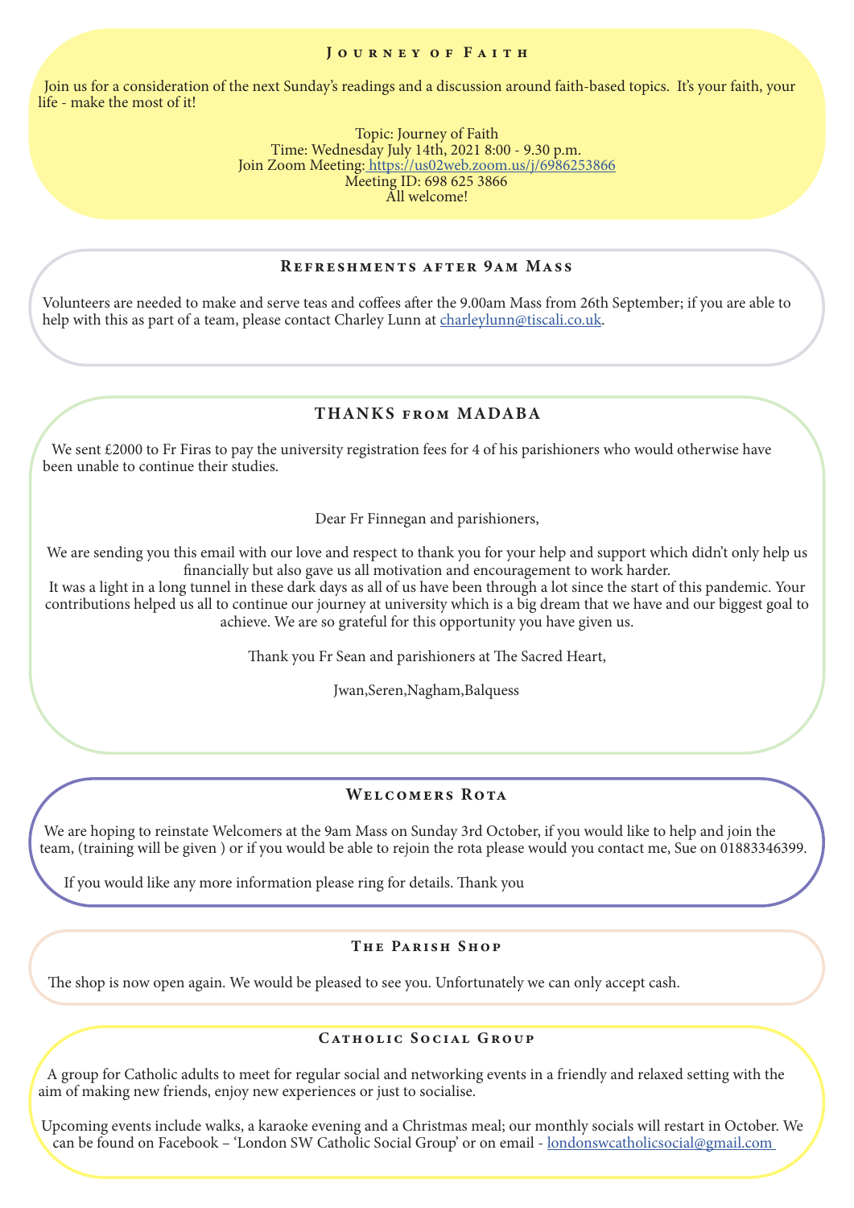## Journey of Faith

Join us for a consideration of the next Sunday's readings and a discussion around faith-based topics. It's your faith, your life - make the most of it!

Topic: Journey of Faith
Time: Wednesday July 14th, 2021 8:00 - 9.30 p.m.
Join Zoom Meeting: https://us02web.zoom.us/j/6986253866
Meeting ID: 698 625 3866
All welcome!

## Refreshments after 9am Mass

Volunteers are needed to make and serve teas and coffees after the 9.00am Mass from 26th September; if you are able to help with this as part of a team, please contact Charley Lunn at charleylunn@tiscali.co.uk.

## THANKS from MADABA

We sent £2000 to Fr Firas to pay the university registration fees for 4 of his parishioners who would otherwise have been unable to continue their studies.

Dear Fr Finnegan and parishioners,

We are sending you this email with our love and respect to thank you for your help and support which didn't only help us financially but also gave us all motivation and encouragement to work harder.
It was a light in a long tunnel in these dark days as all of us have been through a lot since the start of this pandemic. Your contributions helped us all to continue our journey at university which is a big dream that we have and our biggest goal to achieve. We are so grateful for this opportunity you have given us.

Thank you Fr Sean and parishioners at The Sacred Heart,

Jwan,Seren,Nagham,Balquess

## Welcomers Rota

We are hoping to reinstate Welcomers at the 9am Mass on Sunday 3rd October, if you would like to help and join the team, (training will be given ) or if you would be able to rejoin the rota please would you contact me, Sue on 01883346399.

If you would like any more information please ring for details. Thank you

## The Parish Shop

The shop is now open again. We would be pleased to see you. Unfortunately we can only accept cash.

## Catholic Social Group

A group for Catholic adults to meet for regular social and networking events in a friendly and relaxed setting with the aim of making new friends, enjoy new experiences or just to socialise.

Upcoming events include walks, a karaoke evening and a Christmas meal; our monthly socials will restart in October. We can be found on Facebook – 'London SW Catholic Social Group' or on email - londonswcatholicsocial@gmail.com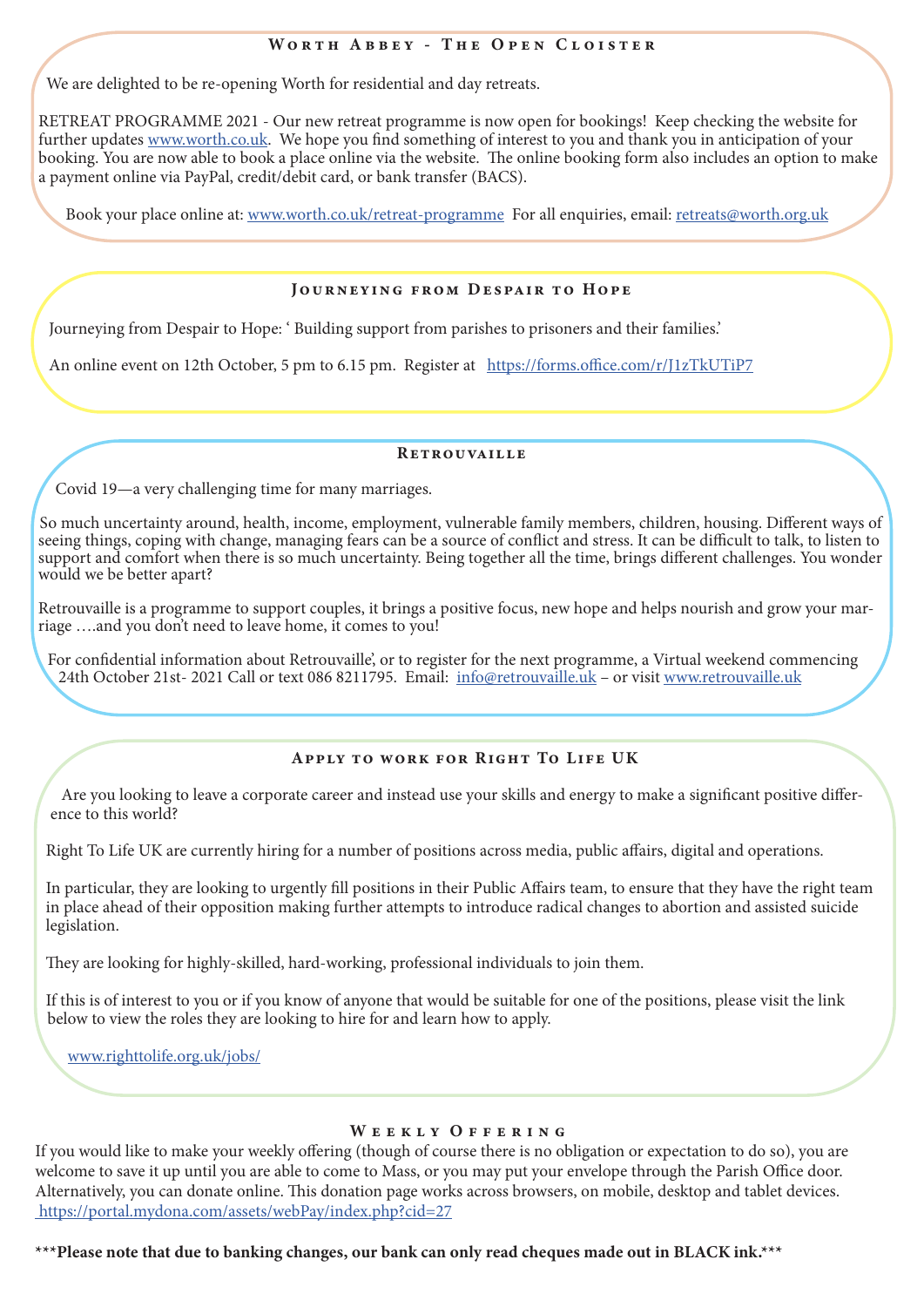## Worth Abbey - The Open Cloister

We are delighted to be re-opening Worth for residential and day retreats.

RETREAT PROGRAMME 2021 - Our new retreat programme is now open for bookings! Keep checking the website for further updates www.worth.co.uk. We hope you find something of interest to you and thank you in anticipation of your booking. You are now able to book a place online via the website. The online booking form also includes an option to make a payment online via PayPal, credit/debit card, or bank transfer (BACS).

Book your place online at: www.worth.co.uk/retreat-programme For all enquiries, email: retreats@worth.org.uk

## Journeying from Despair to Hope

Journeying from Despair to Hope: ' Building support from parishes to prisoners and their families.'

An online event on 12th October, 5 pm to 6.15 pm. Register at https://forms.office.com/r/J1zTkUTiP7

## Retrouvaille

Covid 19—a very challenging time for many marriages.

So much uncertainty around, health, income, employment, vulnerable family members, children, housing. Different ways of seeing things, coping with change, managing fears can be a source of conflict and stress. It can be difficult to talk, to listen to support and comfort when there is so much uncertainty. Being together all the time, brings different challenges. You wonder would we be better apart?

Retrouvaille is a programme to support couples, it brings a positive focus, new hope and helps nourish and grow your marriage ….and you don't need to leave home, it comes to you!

For confidential information about Retrouvaille', or to register for the next programme, a Virtual weekend commencing 24th October 21st- 2021 Call or text 086 8211795. Email: info@retrouvaille.uk – or visit www.retrouvaille.uk

## Apply to work for Right To Life UK

Are you looking to leave a corporate career and instead use your skills and energy to make a significant positive difference to this world?

Right To Life UK are currently hiring for a number of positions across media, public affairs, digital and operations.

In particular, they are looking to urgently fill positions in their Public Affairs team, to ensure that they have the right team in place ahead of their opposition making further attempts to introduce radical changes to abortion and assisted suicide legislation.

They are looking for highly-skilled, hard-working, professional individuals to join them.

If this is of interest to you or if you know of anyone that would be suitable for one of the positions, please visit the link below to view the roles they are looking to hire for and learn how to apply.

www.righttolife.org.uk/jobs/

## Weekly Offering

If you would like to make your weekly offering (though of course there is no obligation or expectation to do so), you are welcome to save it up until you are able to come to Mass, or you may put your envelope through the Parish Office door. Alternatively, you can donate online. This donation page works across browsers, on mobile, desktop and tablet devices. https://portal.mydona.com/assets/webPay/index.php?cid=27

**\*\*\*Please note that due to banking changes, our bank can only read cheques made out in BLACK ink.\*\*\***